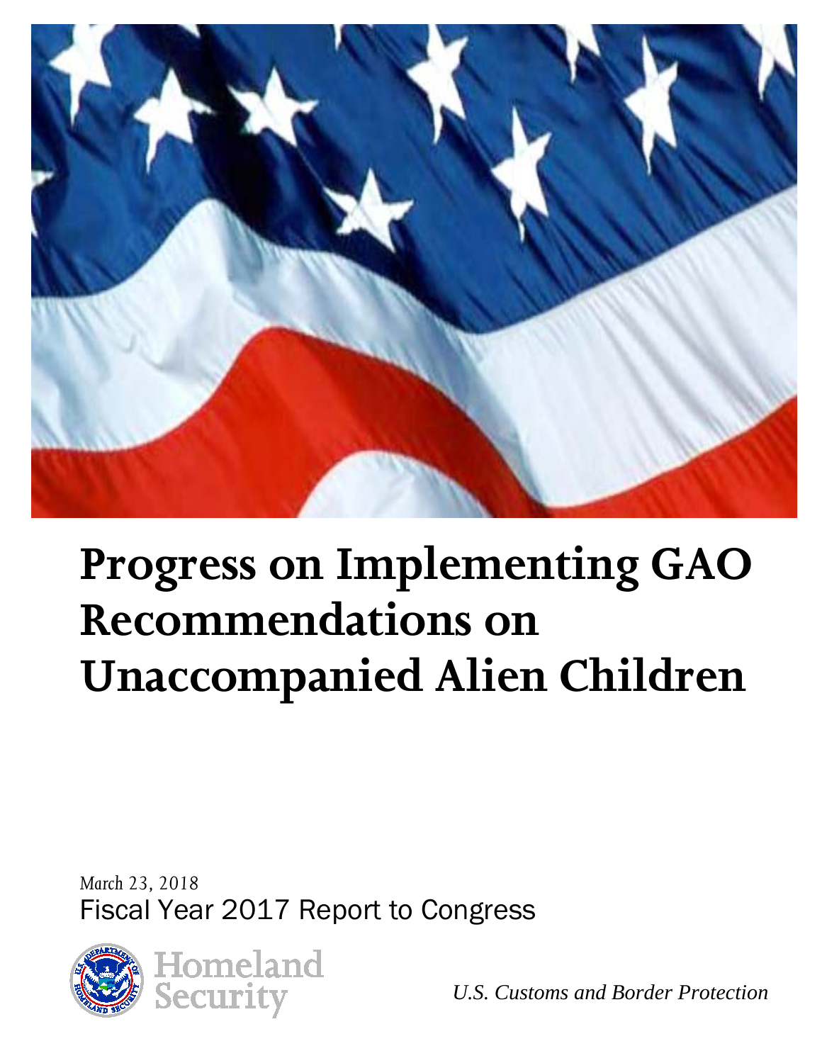# Progress on Implementing GAO Recommendations on Unaccompanied Alien Children

March 23, 2018

Fiscal Year 2017 Report to Congress

Homeland Security

*U.S. Customs and Border Protection*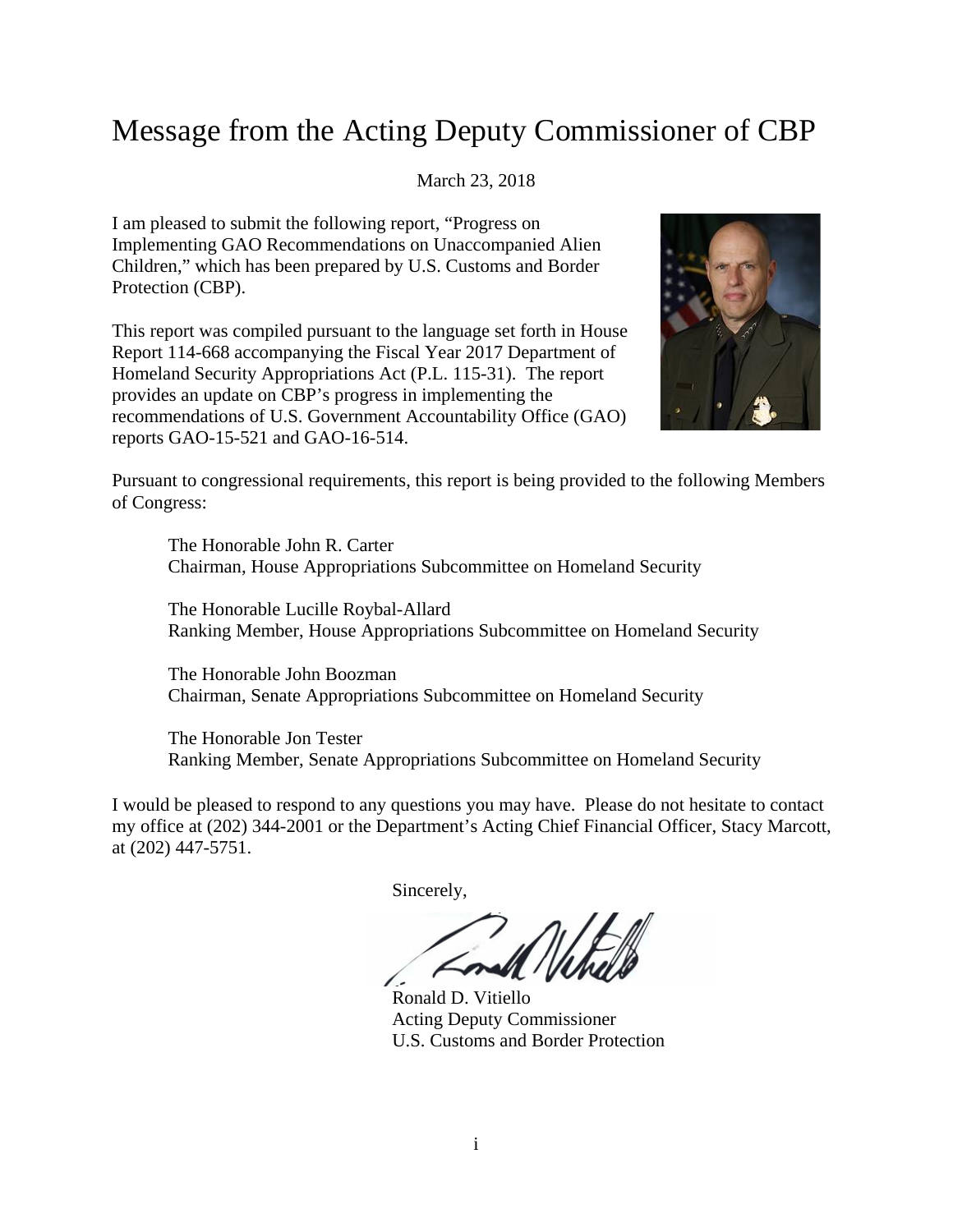# Message from the Acting Deputy Commissioner of CBP

March 23, 2018

I am pleased to submit the following report, "Progress on Implementing GAO Recommendations on Unaccompanied Alien Children," which has been prepared by U.S. Customs and Border Protection (CBP).

This report was compiled pursuant to the language set forth in House Report 114-668 accompanying the Fiscal Year 2017 Department of Homeland Security Appropriations Act (P.L. 115-31). The report provides an update on CBP's progress in implementing the recommendations of U.S. Government Accountability Office (GAO) reports GAO-15-521 and GAO-16-514.

Pursuant to congressional requirements, this report is being provided to the following Members of Congress:

The Honorable John R. Carter
Chairman, House Appropriations Subcommittee on Homeland Security

The Honorable Lucille Roybal-Allard
Ranking Member, House Appropriations Subcommittee on Homeland Security

The Honorable John Boozman
Chairman, Senate Appropriations Subcommittee on Homeland Security

The Honorable Jon Tester
Ranking Member, Senate Appropriations Subcommittee on Homeland Security

I would be pleased to respond to any questions you may have. Please do not hesitate to contact my office at (202) 344-2001 or the Department's Acting Chief Financial Officer, Stacy Marcott, at (202) 447-5751.

Sincerely,

Ronald D. Vitiello
Acting Deputy Commissioner
U.S. Customs and Border Protection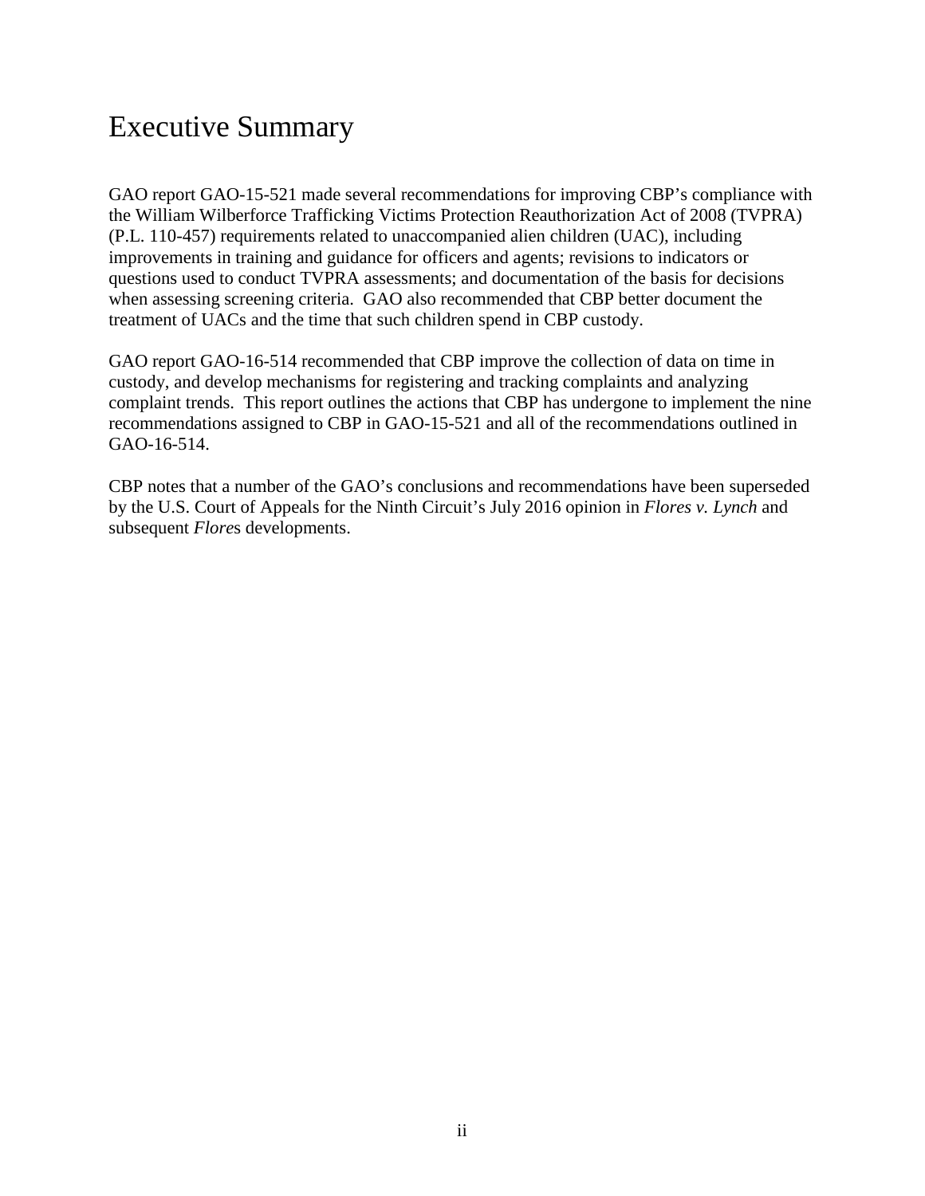# Executive Summary

GAO report GAO-15-521 made several recommendations for improving CBP's compliance with the William Wilberforce Trafficking Victims Protection Reauthorization Act of 2008 (TVPRA) (P.L. 110-457) requirements related to unaccompanied alien children (UAC), including improvements in training and guidance for officers and agents; revisions to indicators or questions used to conduct TVPRA assessments; and documentation of the basis for decisions when assessing screening criteria. GAO also recommended that CBP better document the treatment of UACs and the time that such children spend in CBP custody.

GAO report GAO-16-514 recommended that CBP improve the collection of data on time in custody, and develop mechanisms for registering and tracking complaints and analyzing complaint trends. This report outlines the actions that CBP has undergone to implement the nine recommendations assigned to CBP in GAO-15-521 and all of the recommendations outlined in GAO-16-514.

CBP notes that a number of the GAO's conclusions and recommendations have been superseded by the U.S. Court of Appeals for the Ninth Circuit's July 2016 opinion in *Flores v. Lynch* and subsequent *Flore*s developments.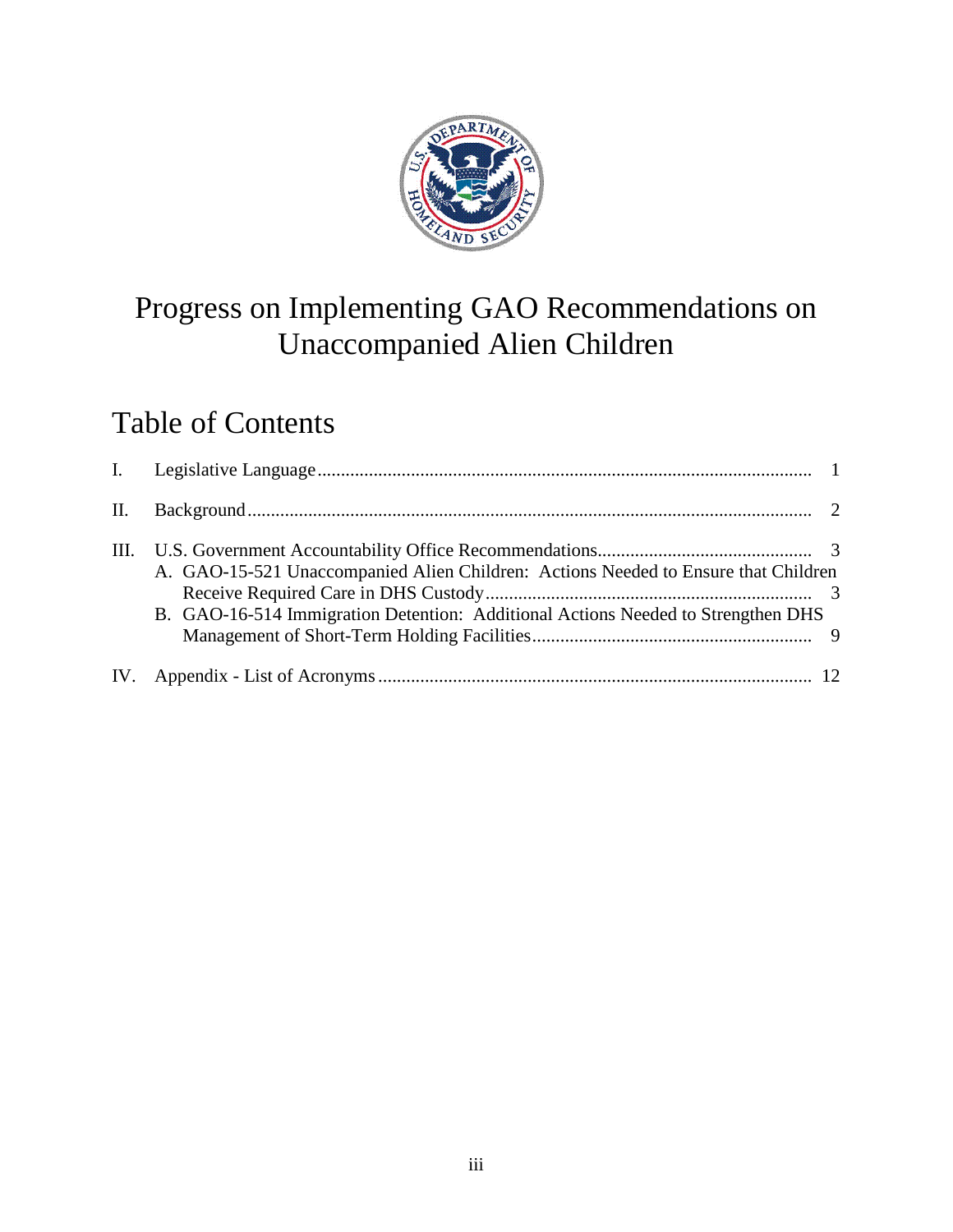# Progress on Implementing GAO Recommendations on Unaccompanied Alien Children

## Table of Contents

I. Legislative Language ........................................................................................................ 1

II. Background ....................................................................................................................... 2

III. U.S. Government Accountability Office Recommendations ............................................. 3

  A. GAO-15-521 Unaccompanied Alien Children: Actions Needed to Ensure that Children Receive Required Care in DHS Custody ...................................................................... 3

  B. GAO-16-514 Immigration Detention: Additional Actions Needed to Strengthen DHS Management of Short-Term Holding Facilities ........................................................... 9

IV. Appendix - List of Acronyms ............................................................................................ 12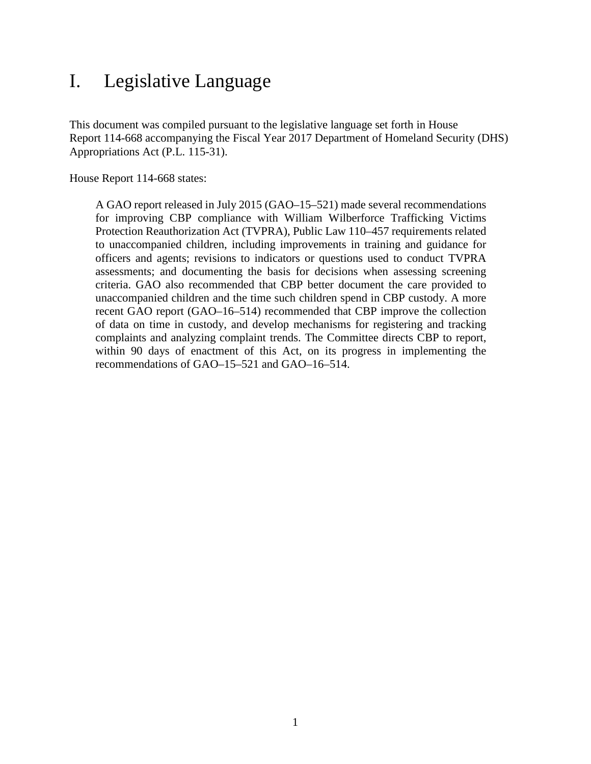# I. Legislative Language

This document was compiled pursuant to the legislative language set forth in House Report 114-668 accompanying the Fiscal Year 2017 Department of Homeland Security (DHS) Appropriations Act (P.L. 115-31).

House Report 114-668 states:

> A GAO report released in July 2015 (GAO–15–521) made several recommendations for improving CBP compliance with William Wilberforce Trafficking Victims Protection Reauthorization Act (TVPRA), Public Law 110–457 requirements related to unaccompanied children, including improvements in training and guidance for officers and agents; revisions to indicators or questions used to conduct TVPRA assessments; and documenting the basis for decisions when assessing screening criteria. GAO also recommended that CBP better document the care provided to unaccompanied children and the time such children spend in CBP custody. A more recent GAO report (GAO–16–514) recommended that CBP improve the collection of data on time in custody, and develop mechanisms for registering and tracking complaints and analyzing complaint trends. The Committee directs CBP to report, within 90 days of enactment of this Act, on its progress in implementing the recommendations of GAO–15–521 and GAO–16–514.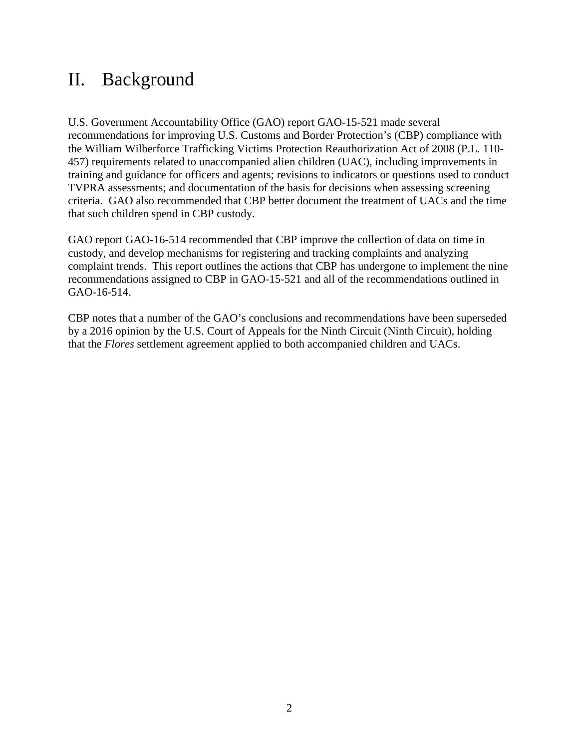# II. Background

U.S. Government Accountability Office (GAO) report GAO-15-521 made several recommendations for improving U.S. Customs and Border Protection's (CBP) compliance with the William Wilberforce Trafficking Victims Protection Reauthorization Act of 2008 (P.L. 110-457) requirements related to unaccompanied alien children (UAC), including improvements in training and guidance for officers and agents; revisions to indicators or questions used to conduct TVPRA assessments; and documentation of the basis for decisions when assessing screening criteria. GAO also recommended that CBP better document the treatment of UACs and the time that such children spend in CBP custody.

GAO report GAO-16-514 recommended that CBP improve the collection of data on time in custody, and develop mechanisms for registering and tracking complaints and analyzing complaint trends. This report outlines the actions that CBP has undergone to implement the nine recommendations assigned to CBP in GAO-15-521 and all of the recommendations outlined in GAO-16-514.

CBP notes that a number of the GAO's conclusions and recommendations have been superseded by a 2016 opinion by the U.S. Court of Appeals for the Ninth Circuit (Ninth Circuit), holding that the *Flores* settlement agreement applied to both accompanied children and UACs.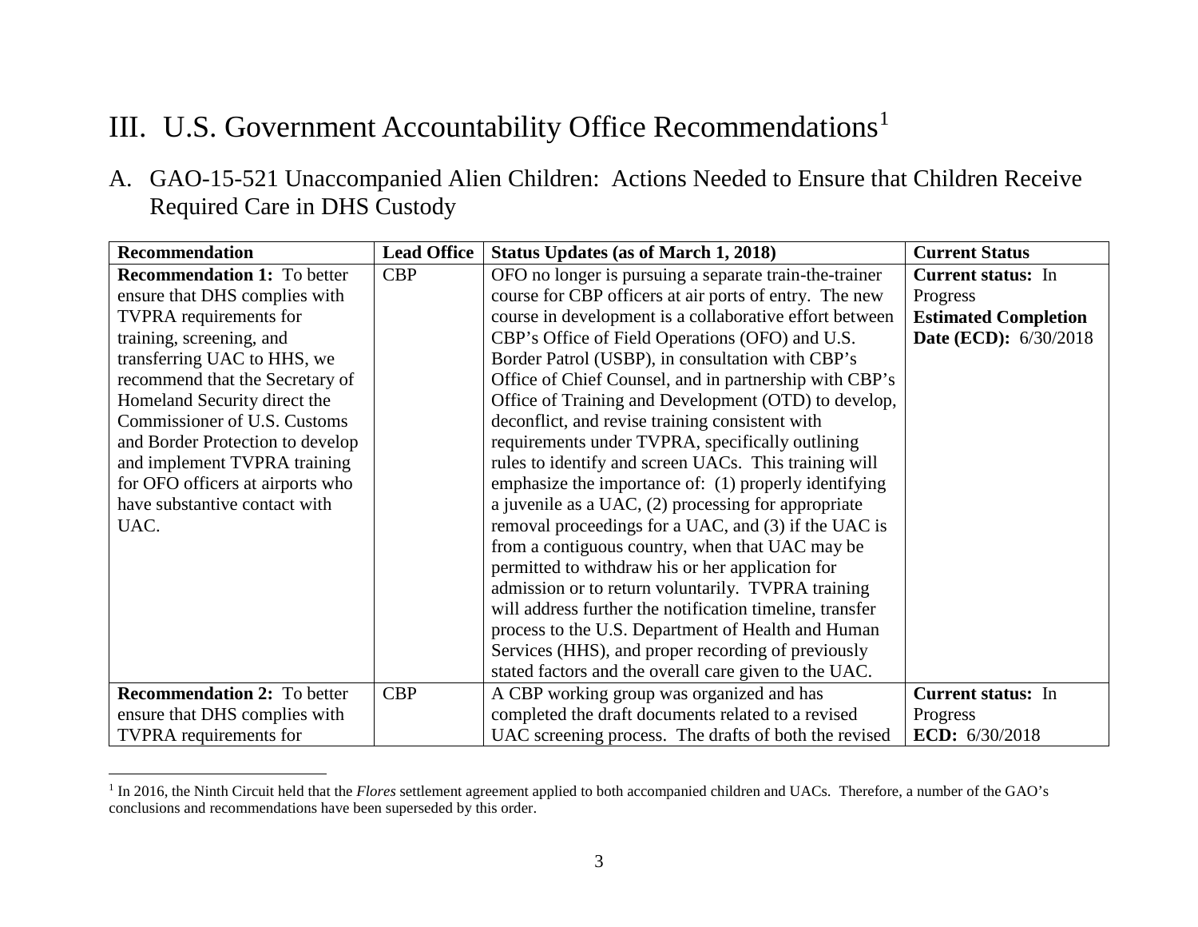# III. U.S. Government Accountability Office Recommendations[1]

## A. GAO-15-521 Unaccompanied Alien Children: Actions Needed to Ensure that Children Receive Required Care in DHS Custody

| Recommendation | Lead Office | Status Updates (as of March 1, 2018) | Current Status |
|---|---|---|---|
| **Recommendation 1:** To better ensure that DHS complies with TVPRA requirements for training, screening, and transferring UAC to HHS, we recommend that the Secretary of Homeland Security direct the Commissioner of U.S. Customs and Border Protection to develop and implement TVPRA training for OFO officers at airports who have substantive contact with UAC. | CBP | OFO no longer is pursuing a separate train-the-trainer course for CBP officers at air ports of entry. The new course in development is a collaborative effort between CBP's Office of Field Operations (OFO) and U.S. Border Patrol (USBP), in consultation with CBP's Office of Chief Counsel, and in partnership with CBP's Office of Training and Development (OTD) to develop, deconflict, and revise training consistent with requirements under TVPRA, specifically outlining rules to identify and screen UACs. This training will emphasize the importance of: (1) properly identifying a juvenile as a UAC, (2) processing for appropriate removal proceedings for a UAC, and (3) if the UAC is from a contiguous country, when that UAC may be permitted to withdraw his or her application for admission or to return voluntarily. TVPRA training will address further the notification timeline, transfer process to the U.S. Department of Health and Human Services (HHS), and proper recording of previously stated factors and the overall care given to the UAC. | **Current status:** In Progress<br>**Estimated Completion Date (ECD):** 6/30/2018 |
| **Recommendation 2:** To better ensure that DHS complies with TVPRA requirements for | CBP | A CBP working group was organized and has completed the draft documents related to a revised UAC screening process. The drafts of both the revised | **Current status:** In Progress<br>**ECD:** 6/30/2018 |

[1] In 2016, the Ninth Circuit held that the *Flores* settlement agreement applied to both accompanied children and UACs. Therefore, a number of the GAO's conclusions and recommendations have been superseded by this order.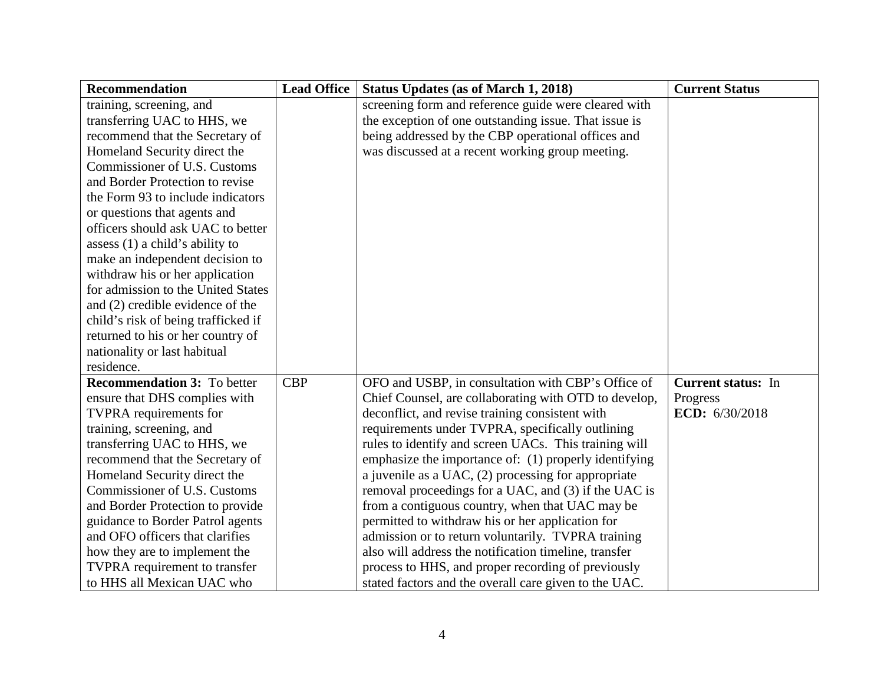| Recommendation | Lead Office | Status Updates (as of March 1, 2018) | Current Status |
|---|---|---|---|
| training, screening, and transferring UAC to HHS, we recommend that the Secretary of Homeland Security direct the Commissioner of U.S. Customs and Border Protection to revise the Form 93 to include indicators or questions that agents and officers should ask UAC to better assess (1) a child's ability to make an independent decision to withdraw his or her application for admission to the United States and (2) credible evidence of the child's risk of being trafficked if returned to his or her country of nationality or last habitual residence. | | screening form and reference guide were cleared with the exception of one outstanding issue. That issue is being addressed by the CBP operational offices and was discussed at a recent working group meeting. | |
| **Recommendation 3:** To better ensure that DHS complies with TVPRA requirements for training, screening, and transferring UAC to HHS, we recommend that the Secretary of Homeland Security direct the Commissioner of U.S. Customs and Border Protection to provide guidance to Border Patrol agents and OFO officers that clarifies how they are to implement the TVPRA requirement to transfer to HHS all Mexican UAC who | CBP | OFO and USBP, in consultation with CBP's Office of Chief Counsel, are collaborating with OTD to develop, deconflict, and revise training consistent with requirements under TVPRA, specifically outlining rules to identify and screen UACs. This training will emphasize the importance of: (1) properly identifying a juvenile as a UAC, (2) processing for appropriate removal proceedings for a UAC, and (3) if the UAC is from a contiguous country, when that UAC may be permitted to withdraw his or her application for admission or to return voluntarily. TVPRA training also will address the notification timeline, transfer process to HHS, and proper recording of previously stated factors and the overall care given to the UAC. | **Current status:** In Progress<br>**ECD:** 6/30/2018 |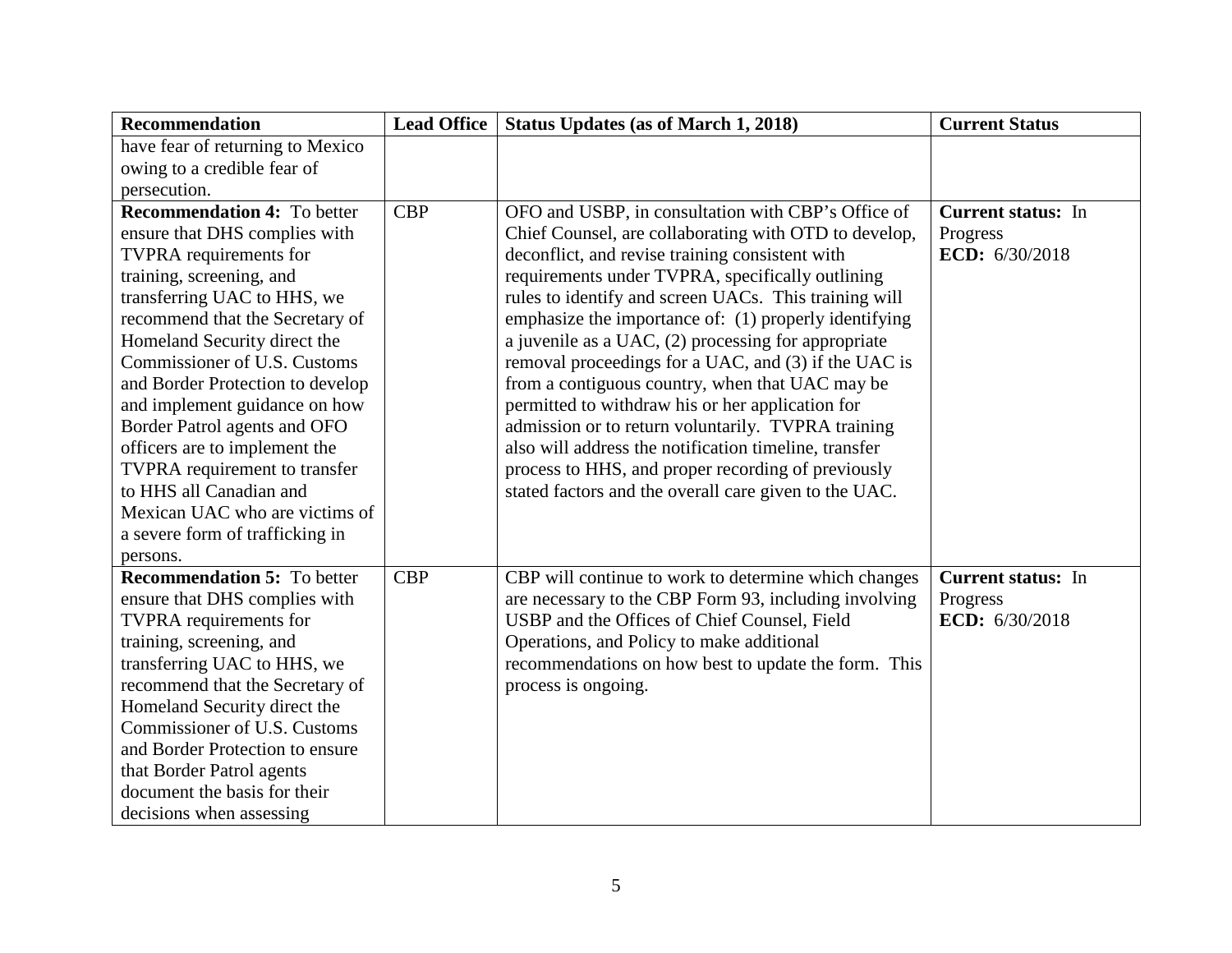| Recommendation | Lead Office | Status Updates (as of March 1, 2018) | Current Status |
|---|---|---|---|
| have fear of returning to Mexico owing to a credible fear of persecution. | | | |
| **Recommendation 4:** To better ensure that DHS complies with TVPRA requirements for training, screening, and transferring UAC to HHS, we recommend that the Secretary of Homeland Security direct the Commissioner of U.S. Customs and Border Protection to develop and implement guidance on how Border Patrol agents and OFO officers are to implement the TVPRA requirement to transfer to HHS all Canadian and Mexican UAC who are victims of a severe form of trafficking in persons. | CBP | OFO and USBP, in consultation with CBP's Office of Chief Counsel, are collaborating with OTD to develop, deconflict, and revise training consistent with requirements under TVPRA, specifically outlining rules to identify and screen UACs. This training will emphasize the importance of: (1) properly identifying a juvenile as a UAC, (2) processing for appropriate removal proceedings for a UAC, and (3) if the UAC is from a contiguous country, when that UAC may be permitted to withdraw his or her application for admission or to return voluntarily. TVPRA training also will address the notification timeline, transfer process to HHS, and proper recording of previously stated factors and the overall care given to the UAC. | **Current status:** In Progress **ECD:** 6/30/2018 |
| **Recommendation 5:** To better ensure that DHS complies with TVPRA requirements for training, screening, and transferring UAC to HHS, we recommend that the Secretary of Homeland Security direct the Commissioner of U.S. Customs and Border Protection to ensure that Border Patrol agents document the basis for their decisions when assessing | CBP | CBP will continue to work to determine which changes are necessary to the CBP Form 93, including involving USBP and the Offices of Chief Counsel, Field Operations, and Policy to make additional recommendations on how best to update the form. This process is ongoing. | **Current status:** In Progress **ECD:** 6/30/2018 |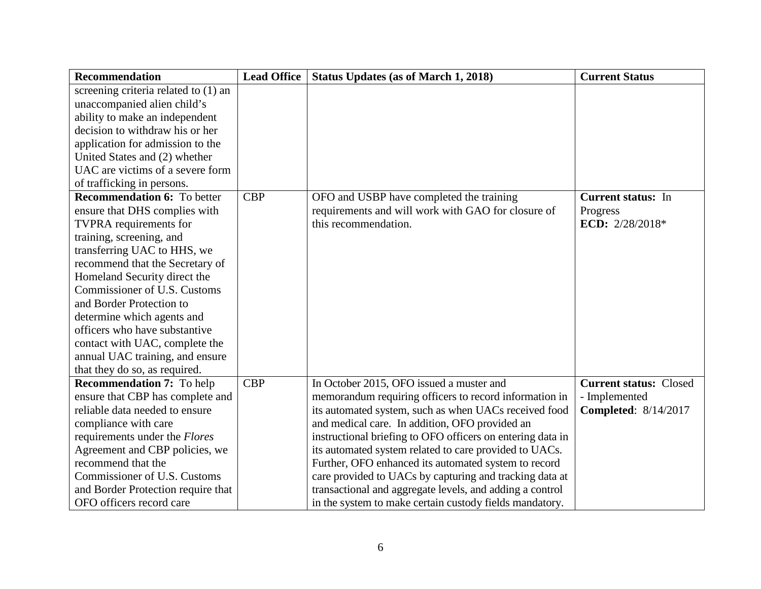| Recommendation | Lead Office | Status Updates (as of March 1, 2018) | Current Status |
|---|---|---|---|
| screening criteria related to (1) an unaccompanied alien child's ability to make an independent decision to withdraw his or her application for admission to the United States and (2) whether UAC are victims of a severe form of trafficking in persons. | | | |
| **Recommendation 6:** To better ensure that DHS complies with TVPRA requirements for training, screening, and transferring UAC to HHS, we recommend that the Secretary of Homeland Security direct the Commissioner of U.S. Customs and Border Protection to determine which agents and officers who have substantive contact with UAC, complete the annual UAC training, and ensure that they do so, as required. | CBP | OFO and USBP have completed the training requirements and will work with GAO for closure of this recommendation. | **Current status:** In Progress<br>**ECD:** 2/28/2018* |
| **Recommendation 7:** To help ensure that CBP has complete and reliable data needed to ensure compliance with care requirements under the *Flores* Agreement and CBP policies, we recommend that the Commissioner of U.S. Customs and Border Protection require that OFO officers record care | CBP | In October 2015, OFO issued a muster and memorandum requiring officers to record information in its automated system, such as when UACs received food and medical care. In addition, OFO provided an instructional briefing to OFO officers on entering data in its automated system related to care provided to UACs. Further, OFO enhanced its automated system to record care provided to UACs by capturing and tracking data at transactional and aggregate levels, and adding a control in the system to make certain custody fields mandatory. | **Current status:** Closed - Implemented<br>**Completed**: 8/14/2017 |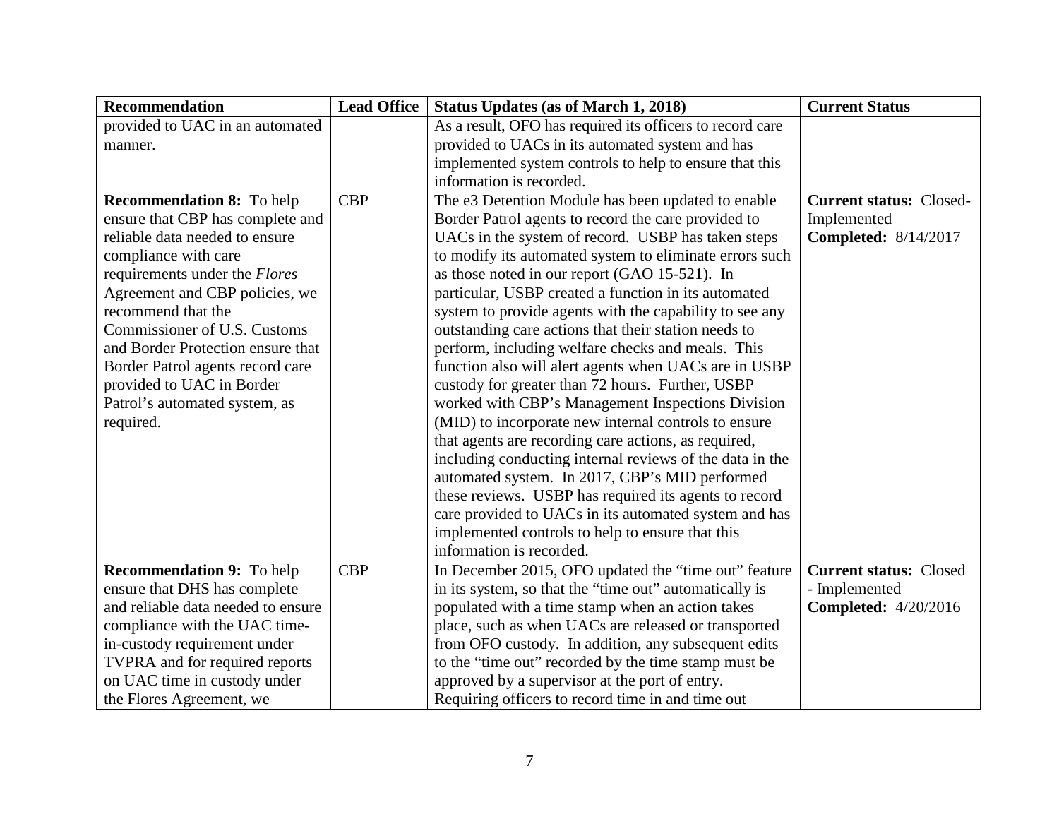| Recommendation | Lead Office | Status Updates (as of March 1, 2018) | Current Status |
|---|---|---|---|
| provided to UAC in an automated manner. | | As a result, OFO has required its officers to record care provided to UACs in its automated system and has implemented system controls to help to ensure that this information is recorded. | |
| **Recommendation 8:** To help ensure that CBP has complete and reliable data needed to ensure compliance with care requirements under the *Flores* Agreement and CBP policies, we recommend that the Commissioner of U.S. Customs and Border Protection ensure that Border Patrol agents record care provided to UAC in Border Patrol's automated system, as required. | CBP | The e3 Detention Module has been updated to enable Border Patrol agents to record the care provided to UACs in the system of record. USBP has taken steps to modify its automated system to eliminate errors such as those noted in our report (GAO 15-521). In particular, USBP created a function in its automated system to provide agents with the capability to see any outstanding care actions that their station needs to perform, including welfare checks and meals. This function also will alert agents when UACs are in USBP custody for greater than 72 hours. Further, USBP worked with CBP's Management Inspections Division (MID) to incorporate new internal controls to ensure that agents are recording care actions, as required, including conducting internal reviews of the data in the automated system. In 2017, CBP's MID performed these reviews. USBP has required its agents to record care provided to UACs in its automated system and has implemented controls to help to ensure that this information is recorded. | **Current status:** Closed-Implemented **Completed:** 8/14/2017 |
| **Recommendation 9:** To help ensure that DHS has complete and reliable data needed to ensure compliance with the UAC time-in-custody requirement under TVPRA and for required reports on UAC time in custody under the Flores Agreement, we | CBP | In December 2015, OFO updated the "time out" feature in its system, so that the "time out" automatically is populated with a time stamp when an action takes place, such as when UACs are released or transported from OFO custody. In addition, any subsequent edits to the "time out" recorded by the time stamp must be approved by a supervisor at the port of entry. Requiring officers to record time in and time out | **Current status:** Closed - Implemented **Completed:** 4/20/2016 |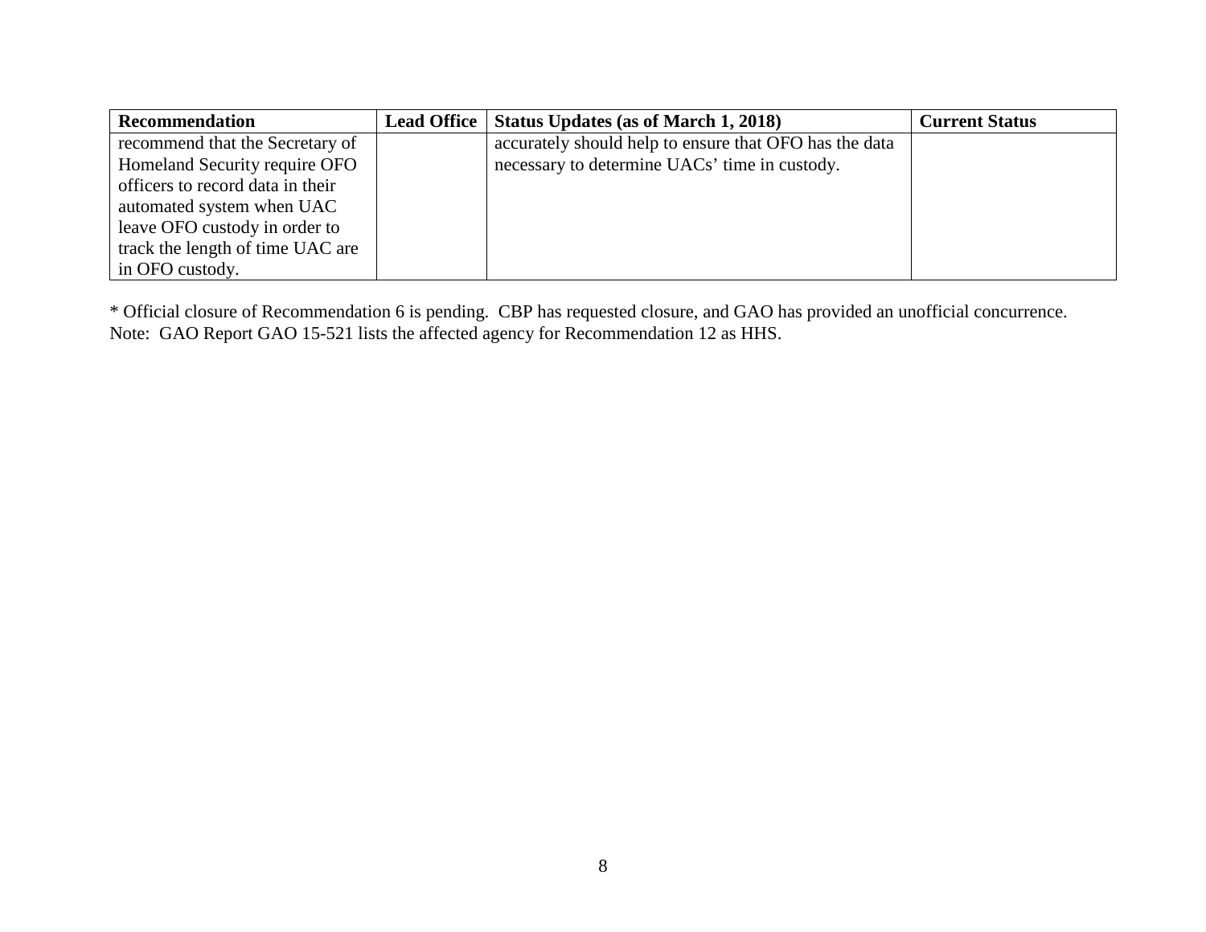| Recommendation | Lead Office | Status Updates (as of March 1, 2018) | Current Status |
| --- | --- | --- | --- |
| recommend that the Secretary of Homeland Security require OFO officers to record data in their automated system when UAC leave OFO custody in order to track the length of time UAC are in OFO custody. | | accurately should help to ensure that OFO has the data necessary to determine UACs' time in custody. | |

* Official closure of Recommendation 6 is pending. CBP has requested closure, and GAO has provided an unofficial concurrence.
Note: GAO Report GAO 15-521 lists the affected agency for Recommendation 12 as HHS.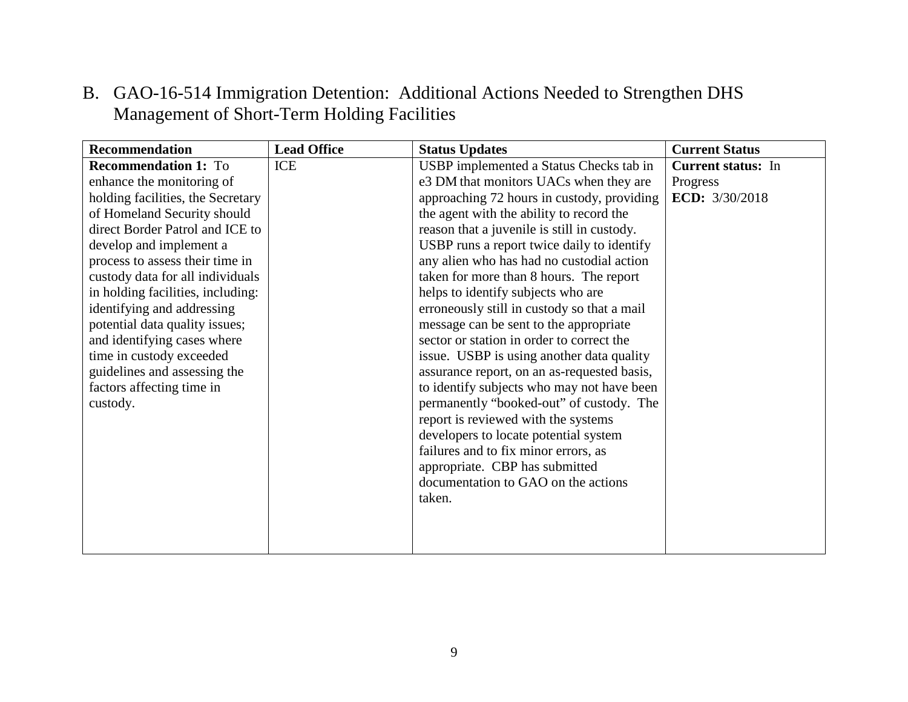## B. GAO-16-514 Immigration Detention: Additional Actions Needed to Strengthen DHS Management of Short-Term Holding Facilities

| Recommendation | Lead Office | Status Updates | Current Status |
|---|---|---|---|
| **Recommendation 1:** To enhance the monitoring of holding facilities, the Secretary of Homeland Security should direct Border Patrol and ICE to develop and implement a process to assess their time in custody data for all individuals in holding facilities, including: identifying and addressing potential data quality issues; and identifying cases where time in custody exceeded guidelines and assessing the factors affecting time in custody. | ICE | USBP implemented a Status Checks tab in e3 DM that monitors UACs when they are approaching 72 hours in custody, providing the agent with the ability to record the reason that a juvenile is still in custody. USBP runs a report twice daily to identify any alien who has had no custodial action taken for more than 8 hours. The report helps to identify subjects who are erroneously still in custody so that a mail message can be sent to the appropriate sector or station in order to correct the issue. USBP is using another data quality assurance report, on an as-requested basis, to identify subjects who may not have been permanently "booked-out" of custody. The report is reviewed with the systems developers to locate potential system failures and to fix minor errors, as appropriate. CBP has submitted documentation to GAO on the actions taken. | **Current status:** In Progress<br>**ECD:** 3/30/2018 |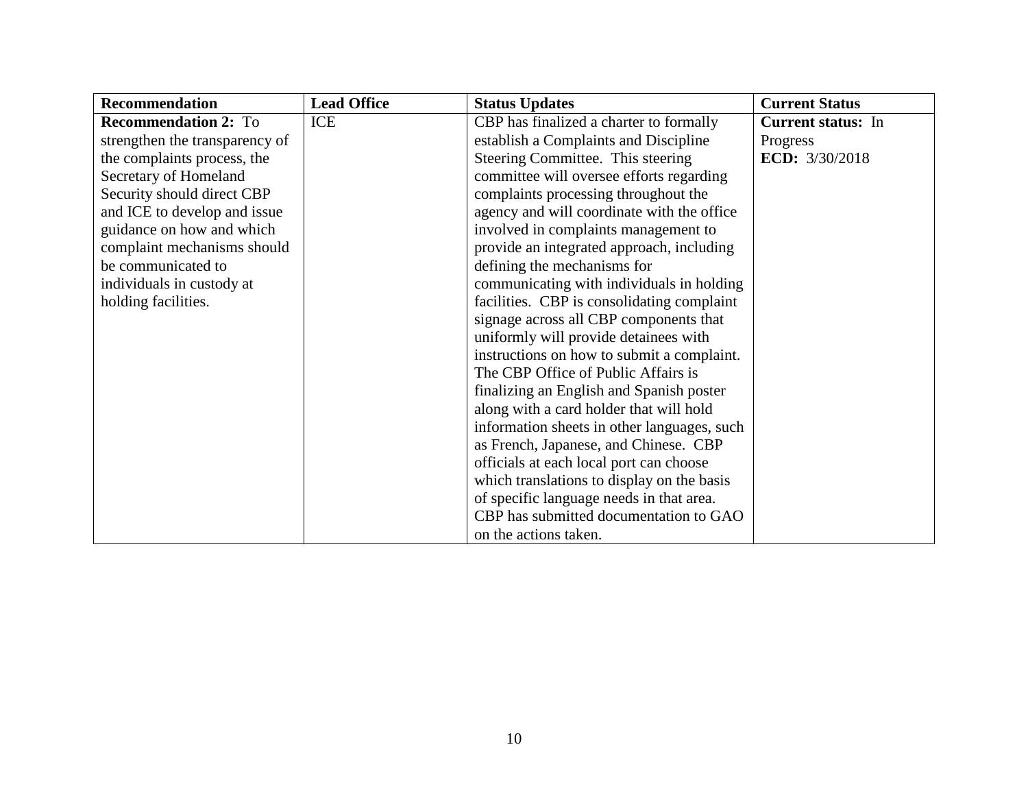| Recommendation | Lead Office | Status Updates | Current Status |
| --- | --- | --- | --- |
| **Recommendation 2:** To strengthen the transparency of the complaints process, the Secretary of Homeland Security should direct CBP and ICE to develop and issue guidance on how and which complaint mechanisms should be communicated to individuals in custody at holding facilities. | ICE | CBP has finalized a charter to formally establish a Complaints and Discipline Steering Committee. This steering committee will oversee efforts regarding complaints processing throughout the agency and will coordinate with the office involved in complaints management to provide an integrated approach, including defining the mechanisms for communicating with individuals in holding facilities. CBP is consolidating complaint signage across all CBP components that uniformly will provide detainees with instructions on how to submit a complaint. The CBP Office of Public Affairs is finalizing an English and Spanish poster along with a card holder that will hold information sheets in other languages, such as French, Japanese, and Chinese. CBP officials at each local port can choose which translations to display on the basis of specific language needs in that area. CBP has submitted documentation to GAO on the actions taken. | **Current status:** In Progress<br>**ECD:** 3/30/2018 |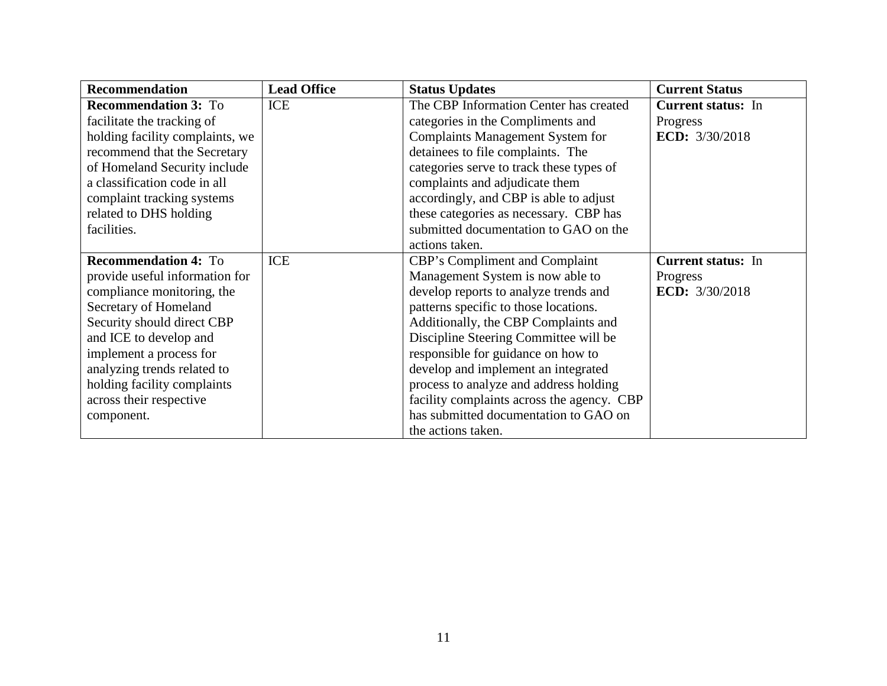| Recommendation | Lead Office | Status Updates | Current Status |
|---|---|---|---|
| **Recommendation 3:** To facilitate the tracking of holding facility complaints, we recommend that the Secretary of Homeland Security include a classification code in all complaint tracking systems related to DHS holding facilities. | ICE | The CBP Information Center has created categories in the Compliments and Complaints Management System for detainees to file complaints. The categories serve to track these types of complaints and adjudicate them accordingly, and CBP is able to adjust these categories as necessary. CBP has submitted documentation to GAO on the actions taken. | **Current status:** In Progress **ECD:** 3/30/2018 |
| **Recommendation 4:** To provide useful information for compliance monitoring, the Secretary of Homeland Security should direct CBP and ICE to develop and implement a process for analyzing trends related to holding facility complaints across their respective component. | ICE | CBP's Compliment and Complaint Management System is now able to develop reports to analyze trends and patterns specific to those locations. Additionally, the CBP Complaints and Discipline Steering Committee will be responsible for guidance on how to develop and implement an integrated process to analyze and address holding facility complaints across the agency. CBP has submitted documentation to GAO on the actions taken. | **Current status:** In Progress **ECD:** 3/30/2018 |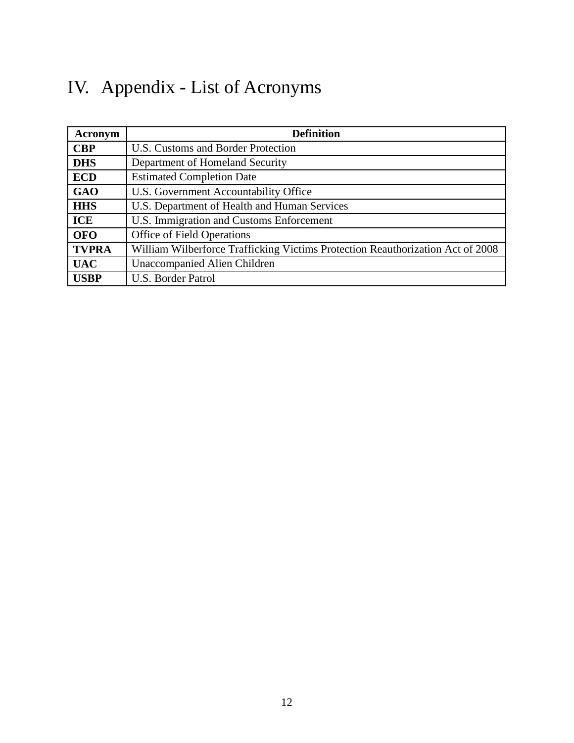# IV. Appendix - List of Acronyms

| Acronym | Definition |
|---|---|
| **CBP** | U.S. Customs and Border Protection |
| **DHS** | Department of Homeland Security |
| **ECD** | Estimated Completion Date |
| **GAO** | U.S. Government Accountability Office |
| **HHS** | U.S. Department of Health and Human Services |
| **ICE** | U.S. Immigration and Customs Enforcement |
| **OFO** | Office of Field Operations |
| **TVPRA** | William Wilberforce Trafficking Victims Protection Reauthorization Act of 2008 |
| **UAC** | Unaccompanied Alien Children |
| **USBP** | U.S. Border Patrol |